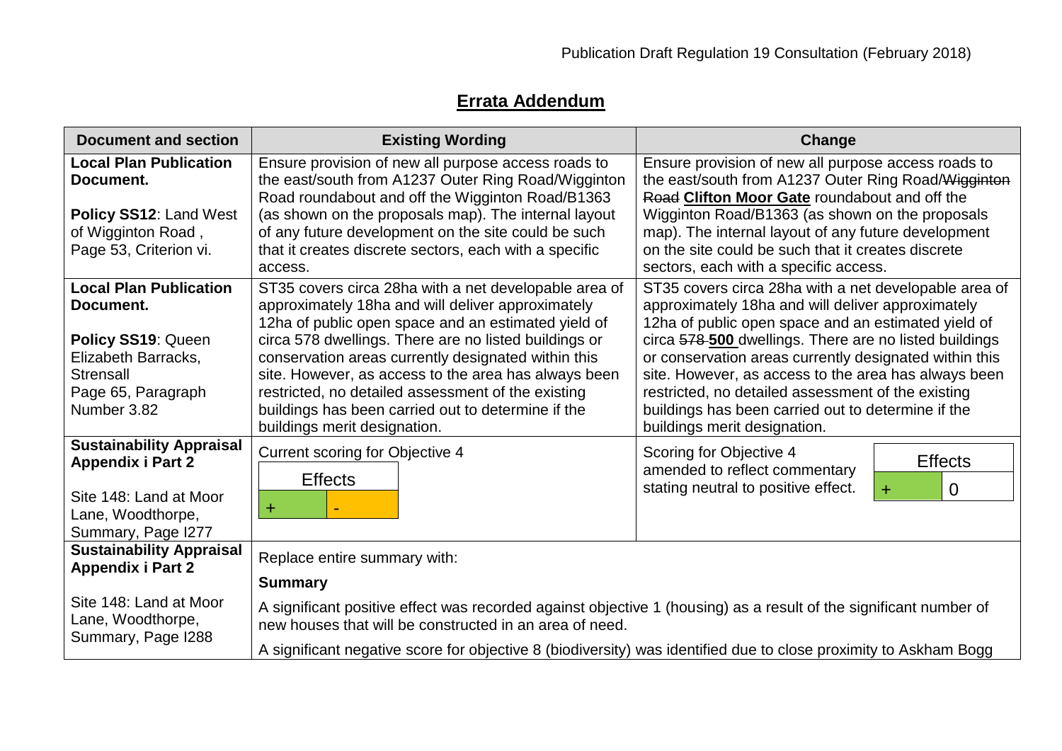## Errata Addendum

| Document and section | Existing Wording | Change |
|---|---|---|
| **Local Plan Publication Document.**<br><br>**Policy SS12**: Land West of Wigginton Road , Page 53, Criterion vi. | Ensure provision of new all purpose access roads to the east/south from A1237 Outer Ring Road/Wigginton Road roundabout and off the Wigginton Road/B1363 (as shown on the proposals map). The internal layout of any future development on the site could be such that it creates discrete sectors, each with a specific access. | Ensure provision of new all purpose access roads to the east/south from A1237 Outer Ring Road/~~Wigginton Road~~ **Clifton Moor Gate** roundabout and off the Wigginton Road/B1363 (as shown on the proposals map). The internal layout of any future development on the site could be such that it creates discrete sectors, each with a specific access. |
| **Local Plan Publication Document.**<br><br>**Policy SS19**: Queen Elizabeth Barracks, Strensall Page 65, Paragraph Number 3.82 | ST35 covers circa 28ha with a net developable area of approximately 18ha and will deliver approximately 12ha of public open space and an estimated yield of circa 578 dwellings. There are no listed buildings or conservation areas currently designated within this site. However, as access to the area has always been restricted, no detailed assessment of the existing buildings has been carried out to determine if the buildings merit designation. | ST35 covers circa 28ha with a net developable area of approximately 18ha and will deliver approximately 12ha of public open space and an estimated yield of circa ~~578~~ **500** dwellings. There are no listed buildings or conservation areas currently designated within this site. However, as access to the area has always been restricted, no detailed assessment of the existing buildings has been carried out to determine if the buildings merit designation. |
| **Sustainability Appraisal Appendix i Part 2**<br><br>Site 148: Land at Moor Lane, Woodthorpe, Summary, Page I277 | Current scoring for Objective 4<br><br>Effects: + / - | Scoring for Objective 4 amended to reflect commentary stating neutral to positive effect.<br><br>Effects: + / 0 |
| **Sustainability Appraisal Appendix i Part 2**<br><br>Site 148: Land at Moor Lane, Woodthorpe, Summary, Page I288 | Replace entire summary with:<br><br>**Summary**<br><br>A significant positive effect was recorded against objective 1 (housing) as a result of the significant number of new houses that will be constructed in an area of need.<br><br>A significant negative score for objective 8 (biodiversity) was identified due to close proximity to Askham Bogg | |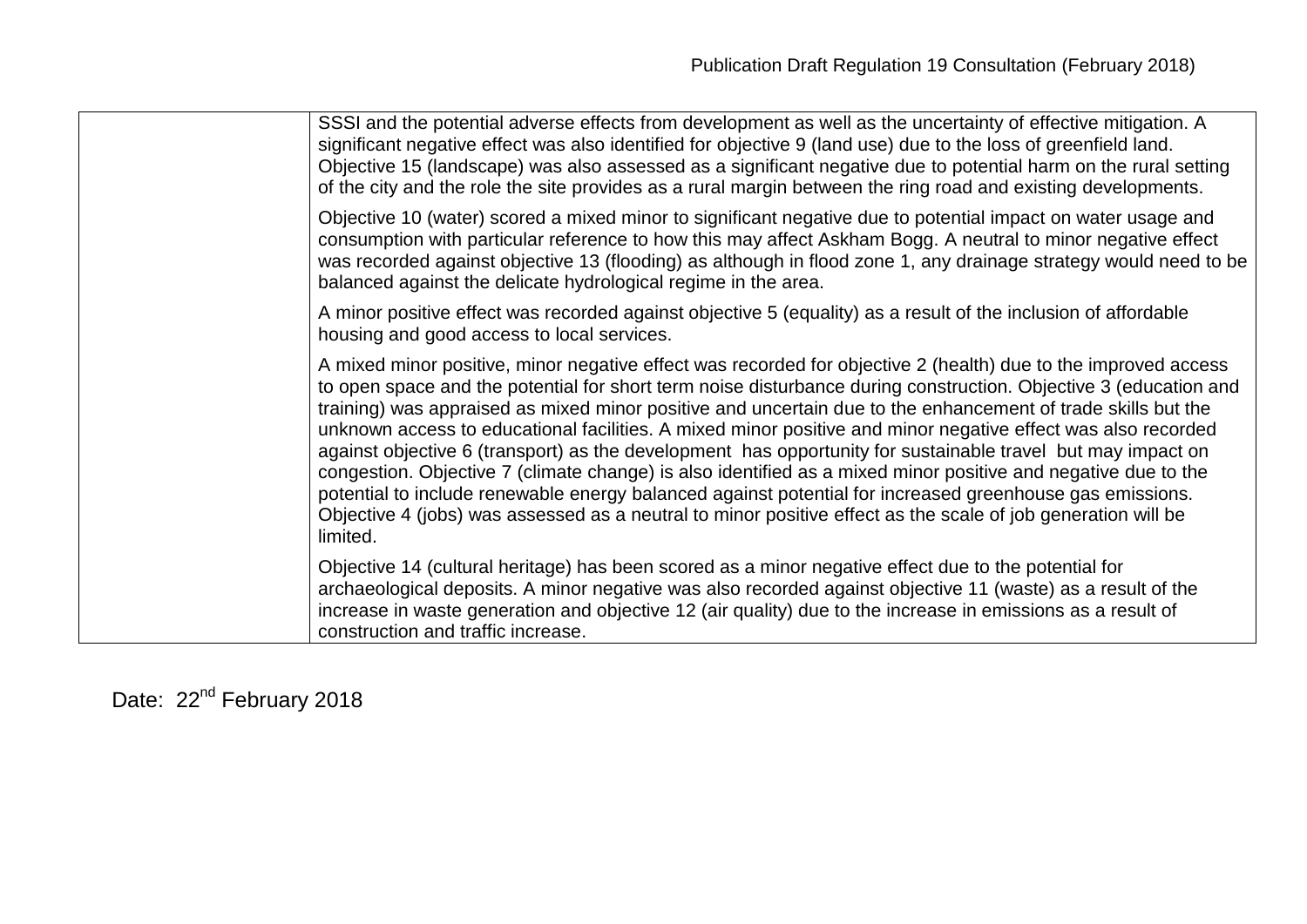| | |
|---|---|
| | SSSI and the potential adverse effects from development as well as the uncertainty of effective mitigation. A significant negative effect was also identified for objective 9 (land use) due to the loss of greenfield land. Objective 15 (landscape) was also assessed as a significant negative due to potential harm on the rural setting of the city and the role the site provides as a rural margin between the ring road and existing developments.<br><br>Objective 10 (water) scored a mixed minor to significant negative due to potential impact on water usage and consumption with particular reference to how this may affect Askham Bogg. A neutral to minor negative effect was recorded against objective 13 (flooding) as although in flood zone 1, any drainage strategy would need to be balanced against the delicate hydrological regime in the area.<br><br>A minor positive effect was recorded against objective 5 (equality) as a result of the inclusion of affordable housing and good access to local services.<br><br>A mixed minor positive, minor negative effect was recorded for objective 2 (health) due to the improved access to open space and the potential for short term noise disturbance during construction. Objective 3 (education and training) was appraised as mixed minor positive and uncertain due to the enhancement of trade skills but the unknown access to educational facilities. A mixed minor positive and minor negative effect was also recorded against objective 6 (transport) as the development has opportunity for sustainable travel but may impact on congestion. Objective 7 (climate change) is also identified as a mixed minor positive and negative due to the potential to include renewable energy balanced against potential for increased greenhouse gas emissions. Objective 4 (jobs) was assessed as a neutral to minor positive effect as the scale of job generation will be limited.<br><br>Objective 14 (cultural heritage) has been scored as a minor negative effect due to the potential for archaeological deposits. A minor negative was also recorded against objective 11 (waste) as a result of the increase in waste generation and objective 12 (air quality) due to the increase in emissions as a result of construction and traffic increase. |

Date: 22nd February 2018